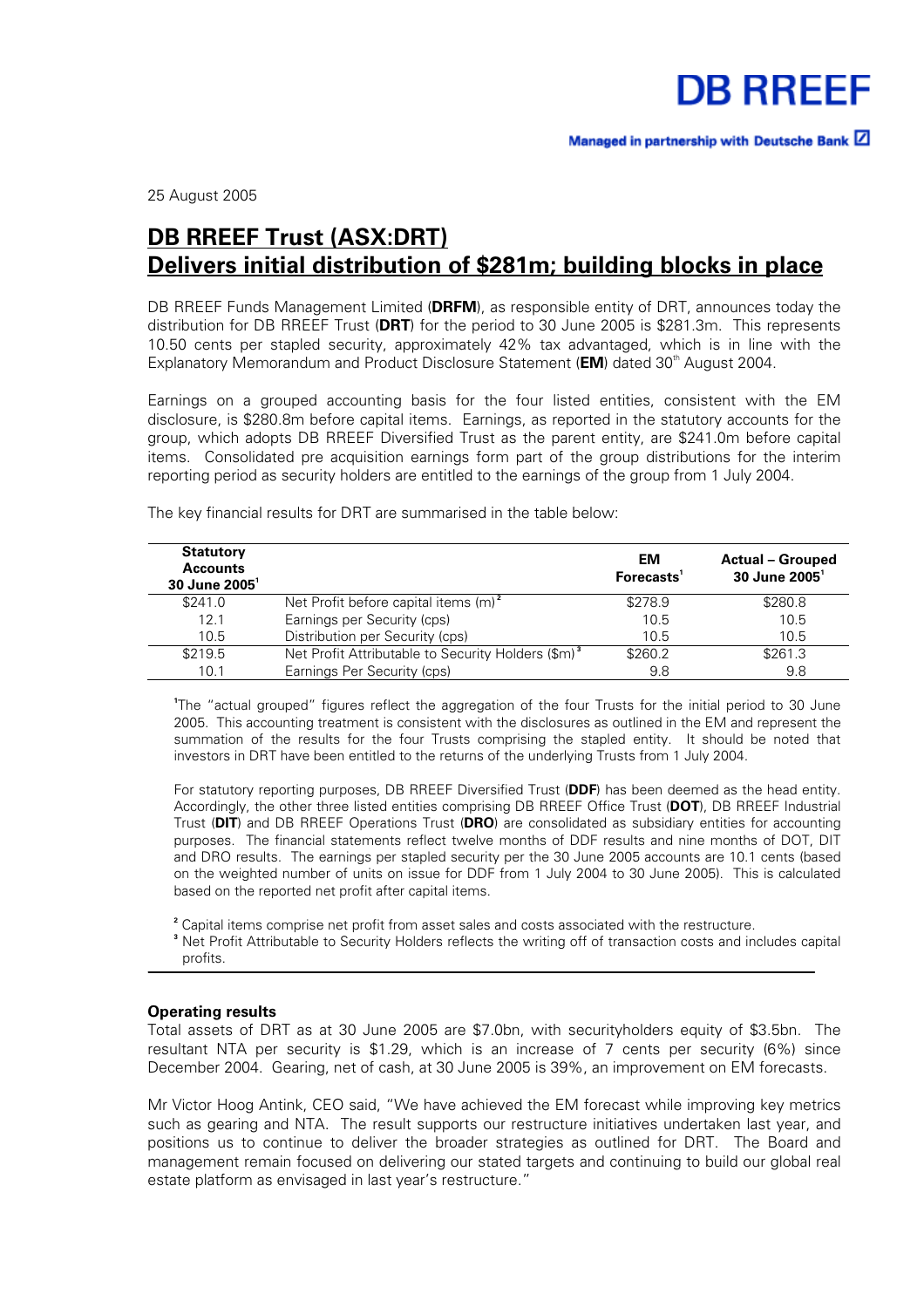DB RREEF

Managed in partnership with Deutsche Bank

25 August 2005

# DB RREEF Trust (ASX:DRT)
# Delivers initial distribution of $281m; building blocks in place

DB RREEF Funds Management Limited (**DRFM**), as responsible entity of DRT, announces today the distribution for DB RREEF Trust (**DRT**) for the period to 30 June 2005 is $281.3m. This represents 10.50 cents per stapled security, approximately 42% tax advantaged, which is in line with the Explanatory Memorandum and Product Disclosure Statement (**EM**) dated 30th August 2004.

Earnings on a grouped accounting basis for the four listed entities, consistent with the EM disclosure, is $280.8m before capital items. Earnings, as reported in the statutory accounts for the group, which adopts DB RREEF Diversified Trust as the parent entity, are $241.0m before capital items. Consolidated pre acquisition earnings form part of the group distributions for the interim reporting period as security holders are entitled to the earnings of the group from 1 July 2004.

The key financial results for DRT are summarised in the table below:

| Statutory Accounts 30 June 2005[1] | | EM Forecasts[1] | Actual – Grouped 30 June 2005[1] |
|---|---|---|---|
| $241.0 | Net Profit before capital items (m)[2] | $278.9 | $280.8 |
| 12.1 | Earnings per Security (cps) | 10.5 | 10.5 |
| 10.5 | Distribution per Security (cps) | 10.5 | 10.5 |
| $219.5 | Net Profit Attributable to Security Holders ($m)[3] | $260.2 | $261.3 |
| 10.1 | Earnings Per Security (cps) | 9.8 | 9.8 |

[1]The "actual grouped" figures reflect the aggregation of the four Trusts for the initial period to 30 June 2005. This accounting treatment is consistent with the disclosures as outlined in the EM and represent the summation of the results for the four Trusts comprising the stapled entity. It should be noted that investors in DRT have been entitled to the returns of the underlying Trusts from 1 July 2004.

For statutory reporting purposes, DB RREEF Diversified Trust (**DDF**) has been deemed as the head entity. Accordingly, the other three listed entities comprising DB RREEF Office Trust (**DOT**), DB RREEF Industrial Trust (**DIT**) and DB RREEF Operations Trust (**DRO**) are consolidated as subsidiary entities for accounting purposes. The financial statements reflect twelve months of DDF results and nine months of DOT, DIT and DRO results. The earnings per stapled security per the 30 June 2005 accounts are 10.1 cents (based on the weighted number of units on issue for DDF from 1 July 2004 to 30 June 2005). This is calculated based on the reported net profit after capital items.

[2] Capital items comprise net profit from asset sales and costs associated with the restructure.

[3] Net Profit Attributable to Security Holders reflects the writing off of transaction costs and includes capital profits.

### Operating results

Total assets of DRT as at 30 June 2005 are $7.0bn, with securityholders equity of $3.5bn. The resultant NTA per security is $1.29, which is an increase of 7 cents per security (6%) since December 2004. Gearing, net of cash, at 30 June 2005 is 39%, an improvement on EM forecasts.

Mr Victor Hoog Antink, CEO said, "We have achieved the EM forecast while improving key metrics such as gearing and NTA. The result supports our restructure initiatives undertaken last year, and positions us to continue to deliver the broader strategies as outlined for DRT. The Board and management remain focused on delivering our stated targets and continuing to build our global real estate platform as envisaged in last year's restructure."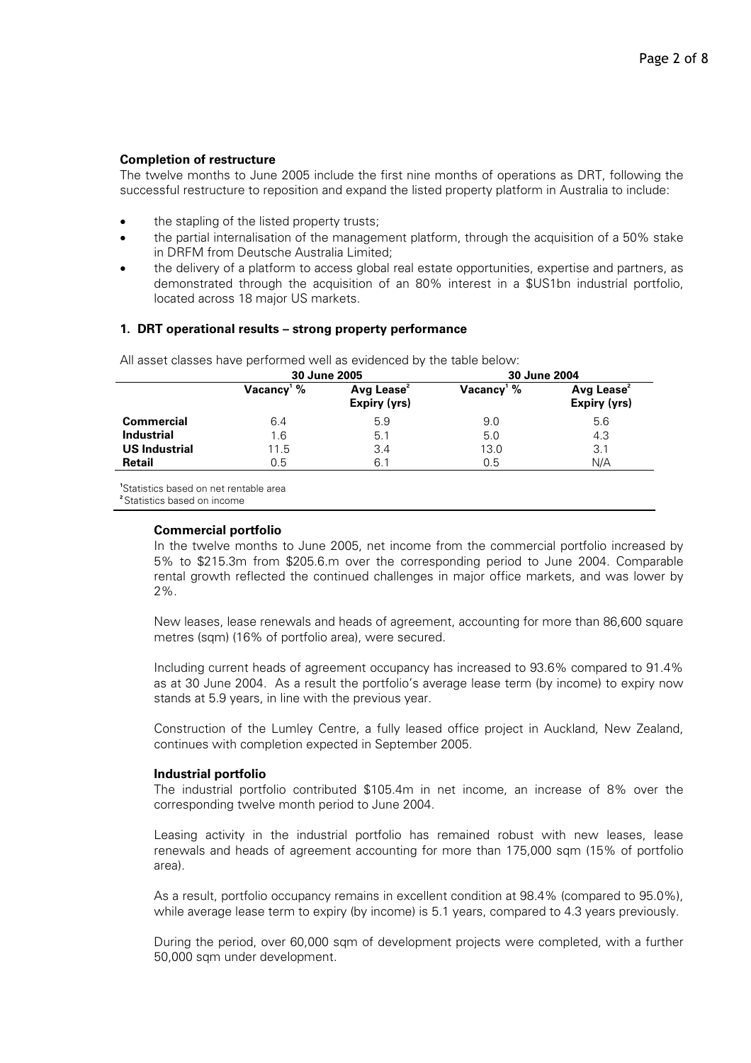**Completion of restructure**

The twelve months to June 2005 include the first nine months of operations as DRT, following the successful restructure to reposition and expand the listed property platform in Australia to include:

- the stapling of the listed property trusts;
- the partial internalisation of the management platform, through the acquisition of a 50% stake in DRFM from Deutsche Australia Limited;
- the delivery of a platform to access global real estate opportunities, expertise and partners, as demonstrated through the acquisition of an 80% interest in a $US1bn industrial portfolio, located across 18 major US markets.

**1. DRT operational results – strong property performance**

All asset classes have performed well as evidenced by the table below:

| | 30 June 2005 | | 30 June 2004 | |
|---|---|---|---|---|
| | Vacancy[1] % | Avg Lease[2] Expiry (yrs) | Vacancy[1] % | Avg Lease[2] Expiry (yrs) |
| **Commercial** | 6.4 | 5.9 | 9.0 | 5.6 |
| **Industrial** | 1.6 | 5.1 | 5.0 | 4.3 |
| **US Industrial** | 11.5 | 3.4 | 13.0 | 3.1 |
| **Retail** | 0.5 | 6.1 | 0.5 | N/A |

[1]Statistics based on net rentable area
[2]Statistics based on income

**Commercial portfolio**

In the twelve months to June 2005, net income from the commercial portfolio increased by 5% to $215.3m from $205.6.m over the corresponding period to June 2004. Comparable rental growth reflected the continued challenges in major office markets, and was lower by 2%.

New leases, lease renewals and heads of agreement, accounting for more than 86,600 square metres (sqm) (16% of portfolio area), were secured.

Including current heads of agreement occupancy has increased to 93.6% compared to 91.4% as at 30 June 2004. As a result the portfolio's average lease term (by income) to expiry now stands at 5.9 years, in line with the previous year.

Construction of the Lumley Centre, a fully leased office project in Auckland, New Zealand, continues with completion expected in September 2005.

**Industrial portfolio**

The industrial portfolio contributed $105.4m in net income, an increase of 8% over the corresponding twelve month period to June 2004.

Leasing activity in the industrial portfolio has remained robust with new leases, lease renewals and heads of agreement accounting for more than 175,000 sqm (15% of portfolio area).

As a result, portfolio occupancy remains in excellent condition at 98.4% (compared to 95.0%), while average lease term to expiry (by income) is 5.1 years, compared to 4.3 years previously.

During the period, over 60,000 sqm of development projects were completed, with a further 50,000 sqm under development.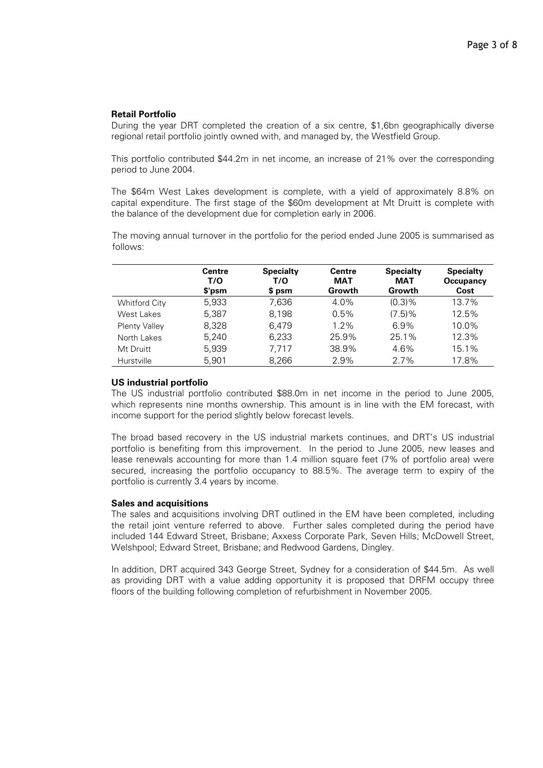**Retail Portfolio**

During the year DRT completed the creation of a six centre, $1,6bn geographically diverse regional retail portfolio jointly owned with, and managed by, the Westfield Group.

This portfolio contributed $44.2m in net income, an increase of 21% over the corresponding period to June 2004.

The $64m West Lakes development is complete, with a yield of approximately 8.8% on capital expenditure. The first stage of the $60m development at Mt Druitt is complete with the balance of the development due for completion early in 2006.

The moving annual turnover in the portfolio for the period ended June 2005 is summarised as follows:

| | Centre T/O $'psm | Specialty T/O $ psm | Centre MAT Growth | Specialty MAT Growth | Specialty Occupancy Cost |
|---|---|---|---|---|---|
| Whitford City | 5,933 | 7,636 | 4.0% | (0.3)% | 13.7% |
| West Lakes | 5,387 | 8,198 | 0.5% | (7.5)% | 12.5% |
| Plenty Valley | 8,328 | 6,479 | 1.2% | 6.9% | 10.0% |
| North Lakes | 5,240 | 6,233 | 25.9% | 25.1% | 12.3% |
| Mt Druitt | 5,939 | 7,717 | 38.9% | 4.6% | 15.1% |
| Hurstville | 5,901 | 8,266 | 2.9% | 2.7% | 17.8% |

**US industrial portfolio**

The US industrial portfolio contributed $88.0m in net income in the period to June 2005, which represents nine months ownership. This amount is in line with the EM forecast, with income support for the period slightly below forecast levels.

The broad based recovery in the US industrial markets continues, and DRT's US industrial portfolio is benefiting from this improvement. In the period to June 2005, new leases and lease renewals accounting for more than 1.4 million square feet (7% of portfolio area) were secured, increasing the portfolio occupancy to 88.5%. The average term to expiry of the portfolio is currently 3.4 years by income.

**Sales and acquisitions**

The sales and acquisitions involving DRT outlined in the EM have been completed, including the retail joint venture referred to above. Further sales completed during the period have included 144 Edward Street, Brisbane; Axxess Corporate Park, Seven Hills; McDowell Street, Welshpool; Edward Street, Brisbane; and Redwood Gardens, Dingley.

In addition, DRT acquired 343 George Street, Sydney for a consideration of $44.5m. As well as providing DRT with a value adding opportunity it is proposed that DRFM occupy three floors of the building following completion of refurbishment in November 2005.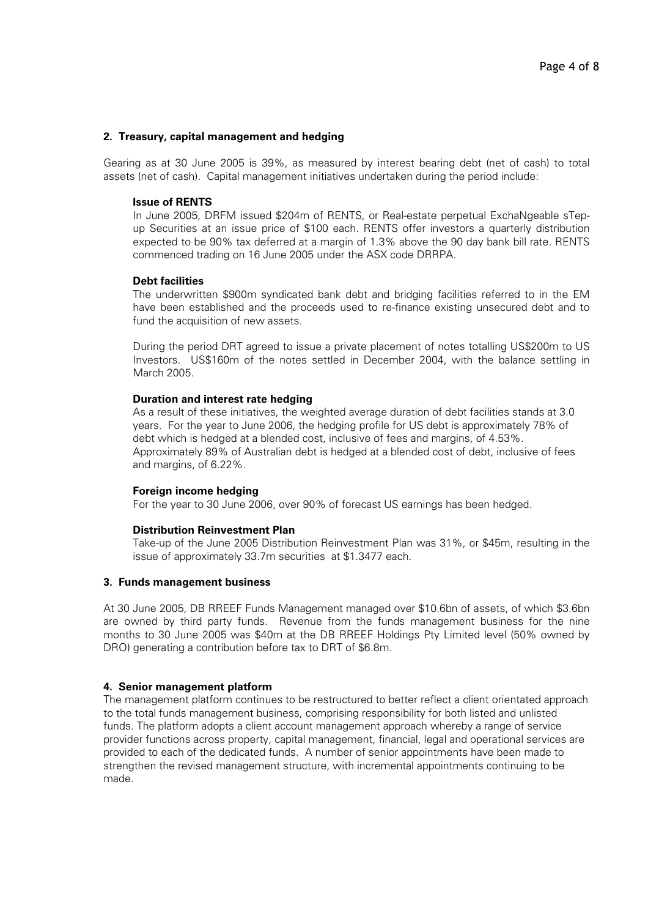## 2. Treasury, capital management and hedging

Gearing as at 30 June 2005 is 39%, as measured by interest bearing debt (net of cash) to total assets (net of cash). Capital management initiatives undertaken during the period include:

**Issue of RENTS**

In June 2005, DRFM issued $204m of RENTS, or Real-estate perpetual ExchaNgeable sTep-up Securities at an issue price of $100 each. RENTS offer investors a quarterly distribution expected to be 90% tax deferred at a margin of 1.3% above the 90 day bank bill rate. RENTS commenced trading on 16 June 2005 under the ASX code DRRPA.

**Debt facilities**

The underwritten $900m syndicated bank debt and bridging facilities referred to in the EM have been established and the proceeds used to re-finance existing unsecured debt and to fund the acquisition of new assets.

During the period DRT agreed to issue a private placement of notes totalling US$200m to US Investors. US$160m of the notes settled in December 2004, with the balance settling in March 2005.

**Duration and interest rate hedging**

As a result of these initiatives, the weighted average duration of debt facilities stands at 3.0 years. For the year to June 2006, the hedging profile for US debt is approximately 78% of debt which is hedged at a blended cost, inclusive of fees and margins, of 4.53%. Approximately 89% of Australian debt is hedged at a blended cost of debt, inclusive of fees and margins, of 6.22%.

**Foreign income hedging**

For the year to 30 June 2006, over 90% of forecast US earnings has been hedged.

**Distribution Reinvestment Plan**

Take-up of the June 2005 Distribution Reinvestment Plan was 31%, or $45m, resulting in the issue of approximately 33.7m securities at $1.3477 each.

## 3. Funds management business

At 30 June 2005, DB RREEF Funds Management managed over $10.6bn of assets, of which $3.6bn are owned by third party funds. Revenue from the funds management business for the nine months to 30 June 2005 was $40m at the DB RREEF Holdings Pty Limited level (50% owned by DRO) generating a contribution before tax to DRT of $6.8m.

## 4. Senior management platform

The management platform continues to be restructured to better reflect a client orientated approach to the total funds management business, comprising responsibility for both listed and unlisted funds. The platform adopts a client account management approach whereby a range of service provider functions across property, capital management, financial, legal and operational services are provided to each of the dedicated funds. A number of senior appointments have been made to strengthen the revised management structure, with incremental appointments continuing to be made.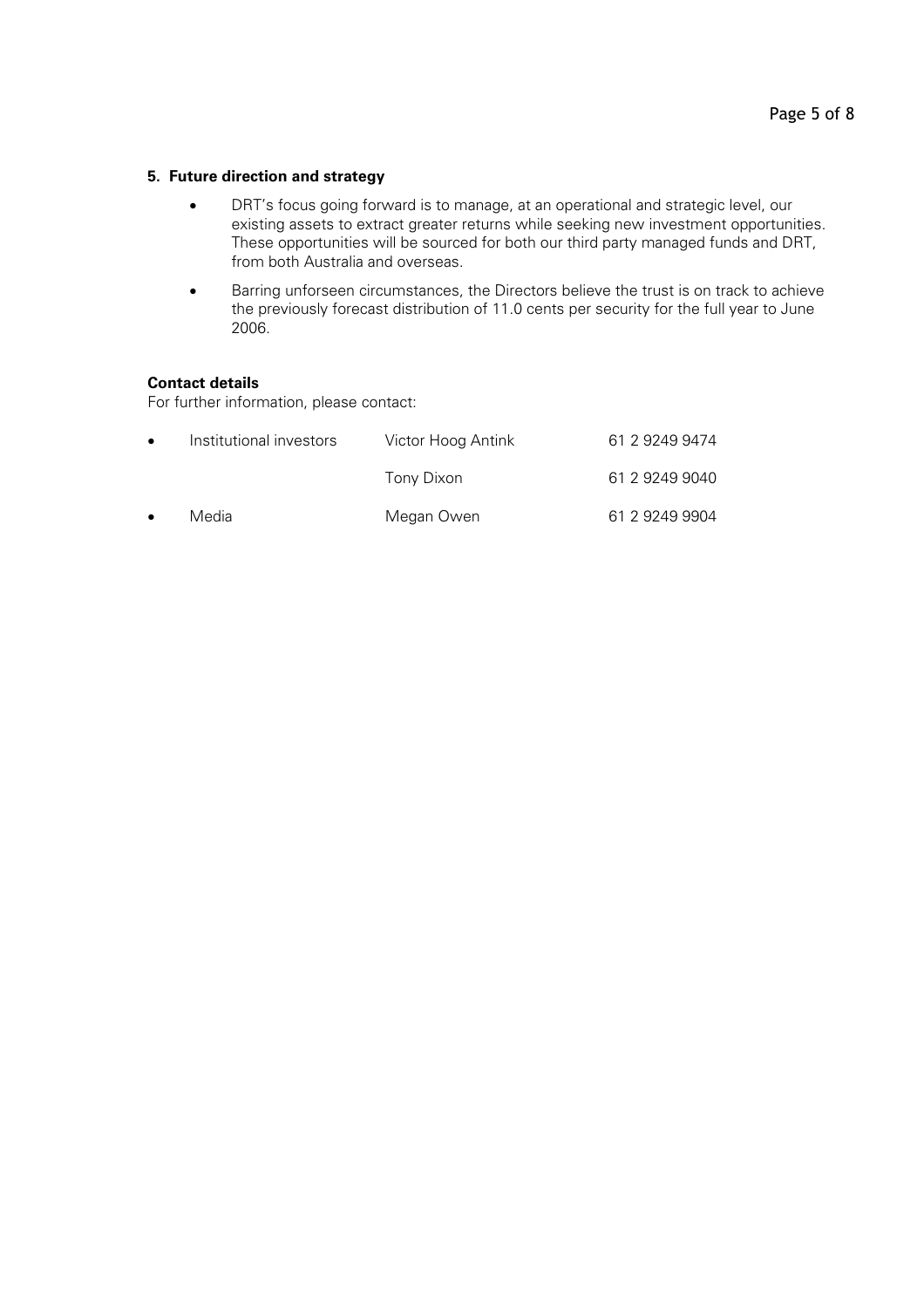### 5. Future direction and strategy

- DRT's focus going forward is to manage, at an operational and strategic level, our existing assets to extract greater returns while seeking new investment opportunities. These opportunities will be sourced for both our third party managed funds and DRT, from both Australia and overseas.
- Barring unforseen circumstances, the Directors believe the trust is on track to achieve the previously forecast distribution of 11.0 cents per security for the full year to June 2006.

**Contact details**

For further information, please contact:

| | | |
|---|---|---|
| • Institutional investors | Victor Hoog Antink | 61 2 9249 9474 |
| | Tony Dixon | 61 2 9249 9040 |
| • Media | Megan Owen | 61 2 9249 9904 |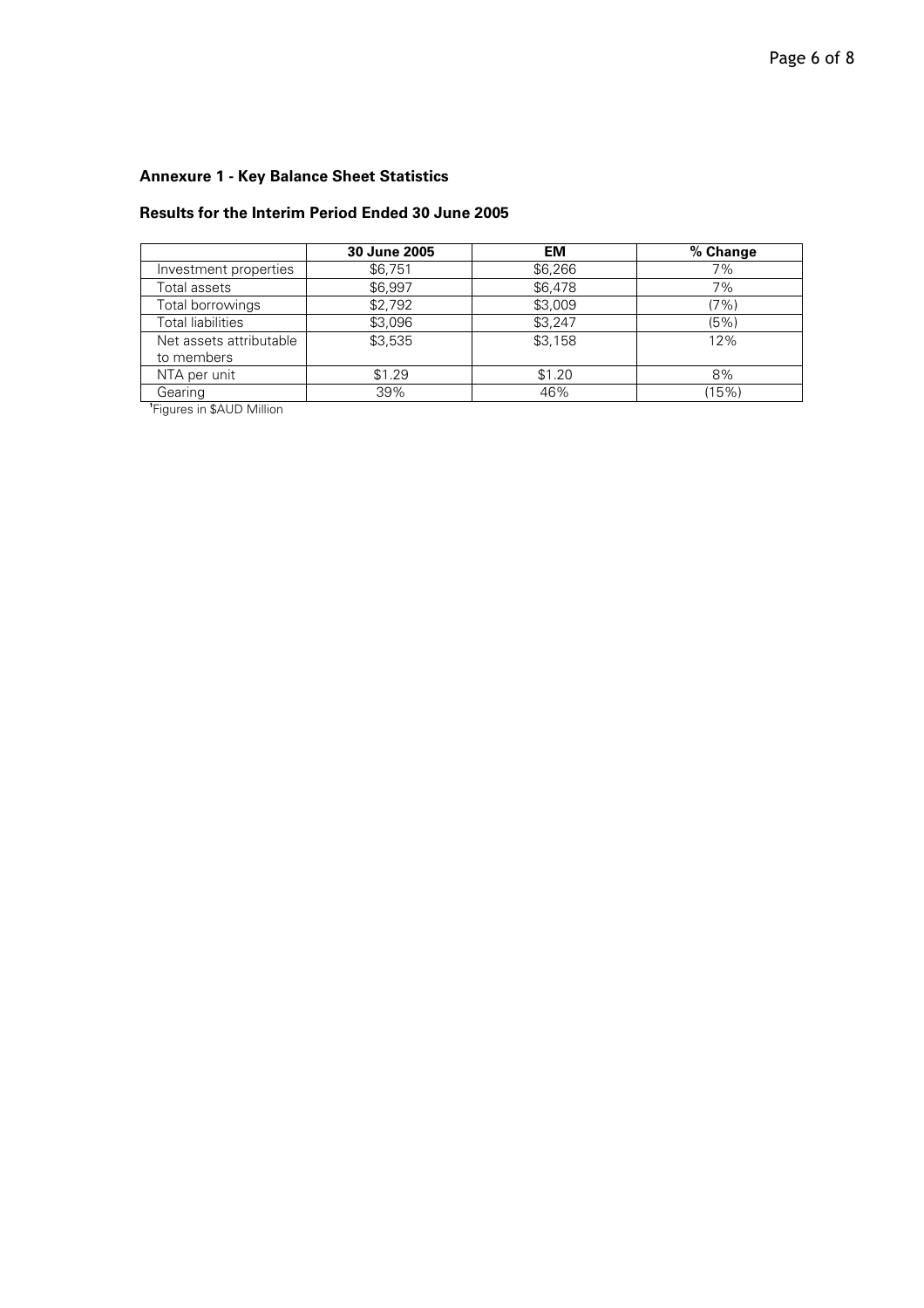**Annexure 1 - Key Balance Sheet Statistics**

**Results for the Interim Period Ended 30 June 2005**

| | 30 June 2005 | EM | % Change |
|---|---|---|---|
| Investment properties | $6,751 | $6,266 | 7% |
| Total assets | $6,997 | $6,478 | 7% |
| Total borrowings | $2,792 | $3,009 | (7%) |
| Total liabilities | $3,096 | $3,247 | (5%) |
| Net assets attributable to members | $3,535 | $3,158 | 12% |
| NTA per unit | $1.29 | $1.20 | 8% |
| Gearing | 39% | 46% | (15%) |

[1]Figures in $AUD Million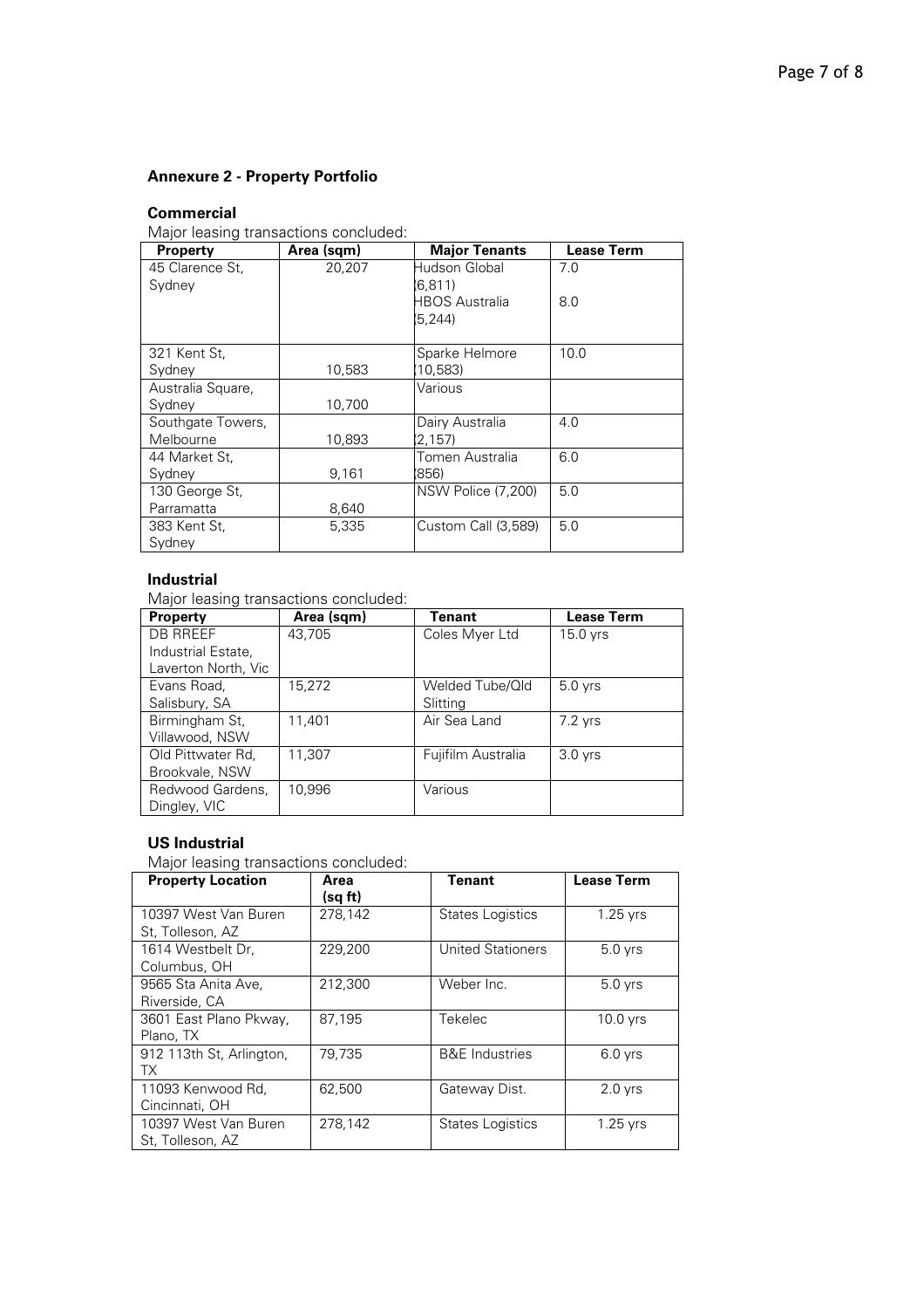## Annexure 2 - Property Portfolio

### Commercial

Major leasing transactions concluded:

| Property | Area (sqm) | Major Tenants | Lease Term |
|---|---|---|---|
| 45 Clarence St, Sydney | 20,207 | Hudson Global (6,811)<br>HBOS Australia (5,244) | 7.0<br>8.0 |
| 321 Kent St, Sydney | 10,583 | Sparke Helmore (10,583) | 10.0 |
| Australia Square, Sydney | 10,700 | Various | |
| Southgate Towers, Melbourne | 10,893 | Dairy Australia (2,157) | 4.0 |
| 44 Market St, Sydney | 9,161 | Tomen Australia (856) | 6.0 |
| 130 George St, Parramatta | 8,640 | NSW Police (7,200) | 5.0 |
| 383 Kent St, Sydney | 5,335 | Custom Call (3,589) | 5.0 |

### Industrial

Major leasing transactions concluded:

| Property | Area (sqm) | Tenant | Lease Term |
|---|---|---|---|
| DB RREEF Industrial Estate, Laverton North, Vic | 43,705 | Coles Myer Ltd | 15.0 yrs |
| Evans Road, Salisbury, SA | 15,272 | Welded Tube/Qld Slitting | 5.0 yrs |
| Birmingham St, Villawood, NSW | 11,401 | Air Sea Land | 7.2 yrs |
| Old Pittwater Rd, Brookvale, NSW | 11,307 | Fujifilm Australia | 3.0 yrs |
| Redwood Gardens, Dingley, VIC | 10,996 | Various | |

### US Industrial

Major leasing transactions concluded:

| Property Location | Area (sq ft) | Tenant | Lease Term |
|---|---|---|---|
| 10397 West Van Buren St, Tolleson, AZ | 278,142 | States Logistics | 1.25 yrs |
| 1614 Westbelt Dr, Columbus, OH | 229,200 | United Stationers | 5.0 yrs |
| 9565 Sta Anita Ave, Riverside, CA | 212,300 | Weber Inc. | 5.0 yrs |
| 3601 East Plano Pkway, Plano, TX | 87,195 | Tekelec | 10.0 yrs |
| 912 113th St, Arlington, TX | 79,735 | B&E Industries | 6.0 yrs |
| 11093 Kenwood Rd, Cincinnati, OH | 62,500 | Gateway Dist. | 2.0 yrs |
| 10397 West Van Buren St, Tolleson, AZ | 278,142 | States Logistics | 1.25 yrs |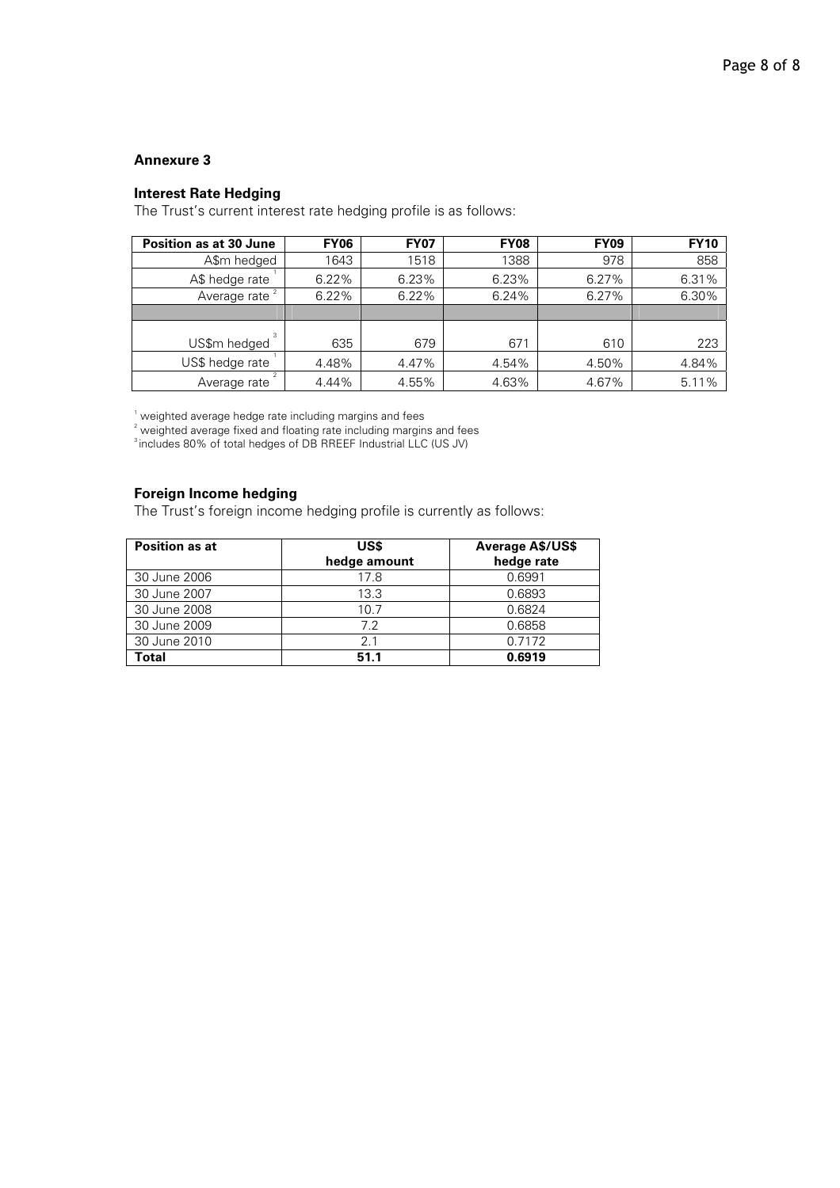**Annexure 3**

**Interest Rate Hedging**

The Trust's current interest rate hedging profile is as follows:

| Position as at 30 June | FY06 | FY07 | FY08 | FY09 | FY10 |
|---|---|---|---|---|---|
| A$m hedged | 1643 | 1518 | 1388 | 978 | 858 |
| A$ hedge rate [1] | 6.22% | 6.23% | 6.23% | 6.27% | 6.31% |
| Average rate [2] | 6.22% | 6.22% | 6.24% | 6.27% | 6.30% |
| | | | | | |
| US$m hedged [3] | 635 | 679 | 671 | 610 | 223 |
| US$ hedge rate [1] | 4.48% | 4.47% | 4.54% | 4.50% | 4.84% |
| Average rate [2] | 4.44% | 4.55% | 4.63% | 4.67% | 5.11% |

[1] weighted average hedge rate including margins and fees
[2] weighted average fixed and floating rate including margins and fees
[3] includes 80% of total hedges of DB RREEF Industrial LLC (US JV)

**Foreign Income hedging**

The Trust's foreign income hedging profile is currently as follows:

| Position as at | US$ hedge amount | Average A$/US$ hedge rate |
|---|---|---|
| 30 June 2006 | 17.8 | 0.6991 |
| 30 June 2007 | 13.3 | 0.6893 |
| 30 June 2008 | 10.7 | 0.6824 |
| 30 June 2009 | 7.2 | 0.6858 |
| 30 June 2010 | 2.1 | 0.7172 |
| **Total** | **51.1** | **0.6919** |